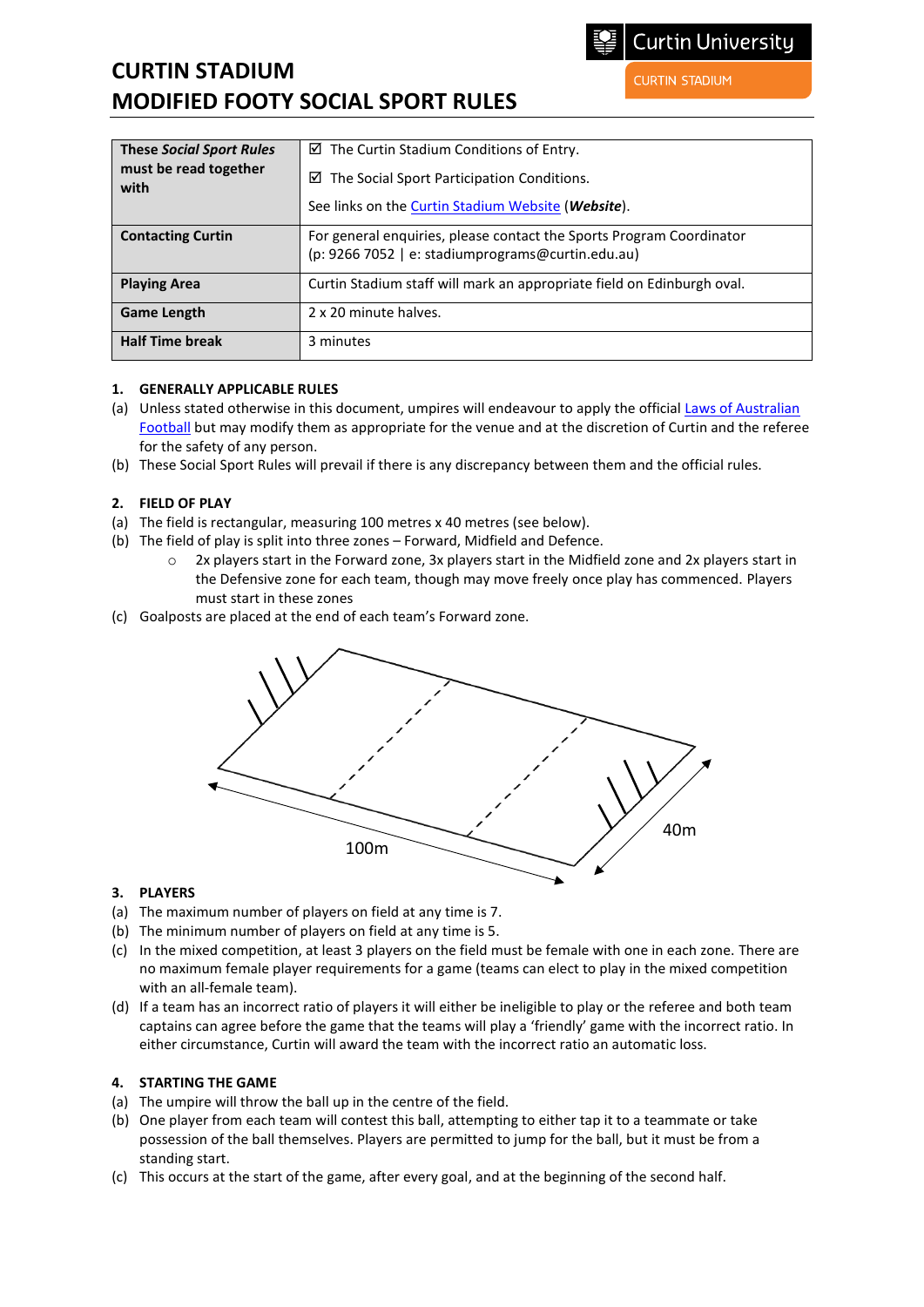# CURTIN STADIUM
# MODIFIED FOOTY SOCIAL SPORT RULES

| **These *Social Sport Rules* must be read together with** | ☑ The Curtin Stadium Conditions of Entry.<br>☑ The Social Sport Participation Conditions.<br>See links on the Curtin Stadium Website (***Website***). |
|---|---|
| **Contacting Curtin** | For general enquiries, please contact the Sports Program Coordinator (p: 9266 7052 \| e: stadiumprograms@curtin.edu.au) |
| **Playing Area** | Curtin Stadium staff will mark an appropriate field on Edinburgh oval. |
| **Game Length** | 2 x 20 minute halves. |
| **Half Time break** | 3 minutes |

## 1. GENERALLY APPLICABLE RULES

(a) Unless stated otherwise in this document, umpires will endeavour to apply the official Laws of Australian Football but may modify them as appropriate for the venue and at the discretion of Curtin and the referee for the safety of any person.

(b) These Social Sport Rules will prevail if there is any discrepancy between them and the official rules.

## 2. FIELD OF PLAY

(a) The field is rectangular, measuring 100 metres x 40 metres (see below).

(b) The field of play is split into three zones – Forward, Midfield and Defence.
   - 2x players start in the Forward zone, 3x players start in the Midfield zone and 2x players start in the Defensive zone for each team, though may move freely once play has commenced. Players must start in these zones

(c) Goalposts are placed at the end of each team's Forward zone.

100m

40m

## 3. PLAYERS

(a) The maximum number of players on field at any time is 7.

(b) The minimum number of players on field at any time is 5.

(c) In the mixed competition, at least 3 players on the field must be female with one in each zone. There are no maximum female player requirements for a game (teams can elect to play in the mixed competition with an all-female team).

(d) If a team has an incorrect ratio of players it will either be ineligible to play or the referee and both team captains can agree before the game that the teams will play a 'friendly' game with the incorrect ratio. In either circumstance, Curtin will award the team with the incorrect ratio an automatic loss.

## 4. STARTING THE GAME

(a) The umpire will throw the ball up in the centre of the field.

(b) One player from each team will contest this ball, attempting to either tap it to a teammate or take possession of the ball themselves. Players are permitted to jump for the ball, but it must be from a standing start.

(c) This occurs at the start of the game, after every goal, and at the beginning of the second half.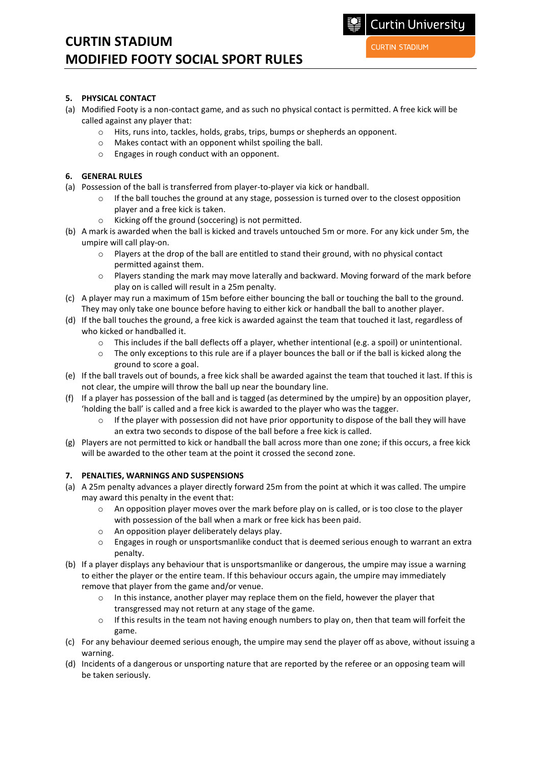## 5. PHYSICAL CONTACT

(a) Modified Footy is a non-contact game, and as such no physical contact is permitted. A free kick will be called against any player that:
- Hits, runs into, tackles, holds, grabs, trips, bumps or shepherds an opponent.
- Makes contact with an opponent whilst spoiling the ball.
- Engages in rough conduct with an opponent.

## 6. GENERAL RULES

(a) Possession of the ball is transferred from player-to-player via kick or handball.
- If the ball touches the ground at any stage, possession is turned over to the closest opposition player and a free kick is taken.
- Kicking off the ground (soccering) is not permitted.

(b) A mark is awarded when the ball is kicked and travels untouched 5m or more. For any kick under 5m, the umpire will call play-on.
- Players at the drop of the ball are entitled to stand their ground, with no physical contact permitted against them.
- Players standing the mark may move laterally and backward. Moving forward of the mark before play on is called will result in a 25m penalty.

(c) A player may run a maximum of 15m before either bouncing the ball or touching the ball to the ground. They may only take one bounce before having to either kick or handball the ball to another player.

(d) If the ball touches the ground, a free kick is awarded against the team that touched it last, regardless of who kicked or handballed it.
- This includes if the ball deflects off a player, whether intentional (e.g. a spoil) or unintentional.
- The only exceptions to this rule are if a player bounces the ball or if the ball is kicked along the ground to score a goal.

(e) If the ball travels out of bounds, a free kick shall be awarded against the team that touched it last. If this is not clear, the umpire will throw the ball up near the boundary line.

(f) If a player has possession of the ball and is tagged (as determined by the umpire) by an opposition player, 'holding the ball' is called and a free kick is awarded to the player who was the tagger.
- If the player with possession did not have prior opportunity to dispose of the ball they will have an extra two seconds to dispose of the ball before a free kick is called.

(g) Players are not permitted to kick or handball the ball across more than one zone; if this occurs, a free kick will be awarded to the other team at the point it crossed the second zone.

## 7. PENALTIES, WARNINGS AND SUSPENSIONS

(a) A 25m penalty advances a player directly forward 25m from the point at which it was called. The umpire may award this penalty in the event that:
- An opposition player moves over the mark before play on is called, or is too close to the player with possession of the ball when a mark or free kick has been paid.
- An opposition player deliberately delays play.
- Engages in rough or unsportsmanlike conduct that is deemed serious enough to warrant an extra penalty.

(b) If a player displays any behaviour that is unsportsmanlike or dangerous, the umpire may issue a warning to either the player or the entire team. If this behaviour occurs again, the umpire may immediately remove that player from the game and/or venue.
- In this instance, another player may replace them on the field, however the player that transgressed may not return at any stage of the game.
- If this results in the team not having enough numbers to play on, then that team will forfeit the game.

(c) For any behaviour deemed serious enough, the umpire may send the player off as above, without issuing a warning.

(d) Incidents of a dangerous or unsporting nature that are reported by the referee or an opposing team will be taken seriously.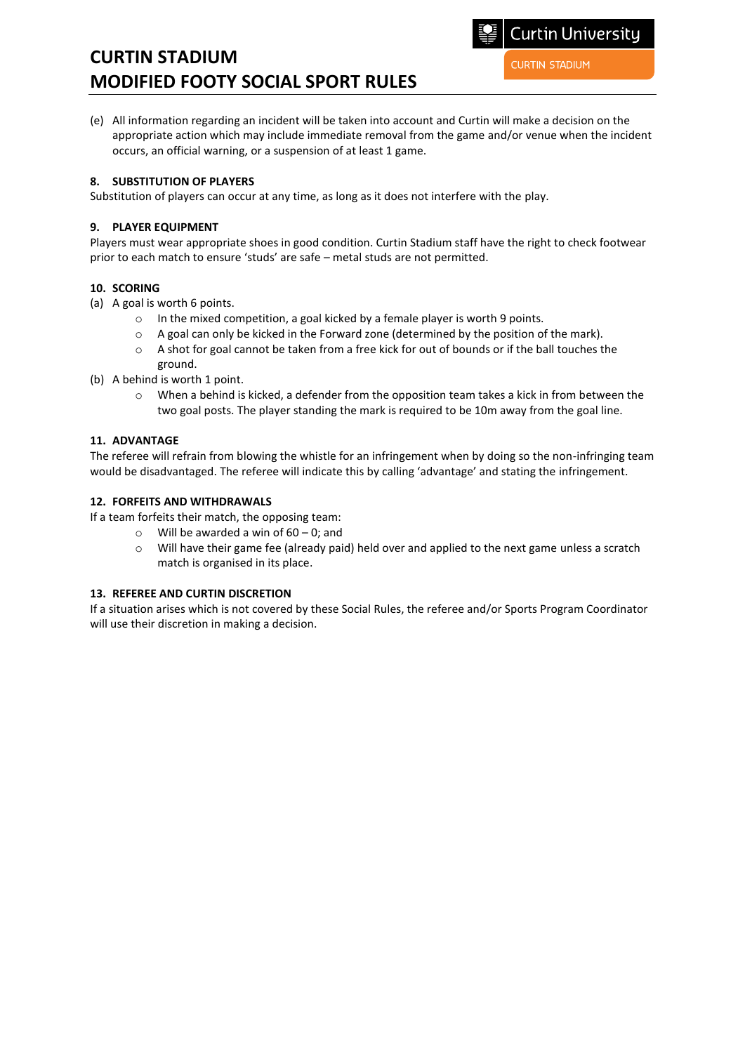(e) All information regarding an incident will be taken into account and Curtin will make a decision on the appropriate action which may include immediate removal from the game and/or venue when the incident occurs, an official warning, or a suspension of at least 1 game.

### 8. SUBSTITUTION OF PLAYERS

Substitution of players can occur at any time, as long as it does not interfere with the play.

### 9. PLAYER EQUIPMENT

Players must wear appropriate shoes in good condition. Curtin Stadium staff have the right to check footwear prior to each match to ensure 'studs' are safe – metal studs are not permitted.

### 10. SCORING

(a) A goal is worth 6 points.

- In the mixed competition, a goal kicked by a female player is worth 9 points.
- A goal can only be kicked in the Forward zone (determined by the position of the mark).
- A shot for goal cannot be taken from a free kick for out of bounds or if the ball touches the ground.

(b) A behind is worth 1 point.

- When a behind is kicked, a defender from the opposition team takes a kick in from between the two goal posts. The player standing the mark is required to be 10m away from the goal line.

### 11. ADVANTAGE

The referee will refrain from blowing the whistle for an infringement when by doing so the non-infringing team would be disadvantaged. The referee will indicate this by calling 'advantage' and stating the infringement.

### 12. FORFEITS AND WITHDRAWALS

If a team forfeits their match, the opposing team:

- Will be awarded a win of 60 – 0; and
- Will have their game fee (already paid) held over and applied to the next game unless a scratch match is organised in its place.

### 13. REFEREE AND CURTIN DISCRETION

If a situation arises which is not covered by these Social Rules, the referee and/or Sports Program Coordinator will use their discretion in making a decision.